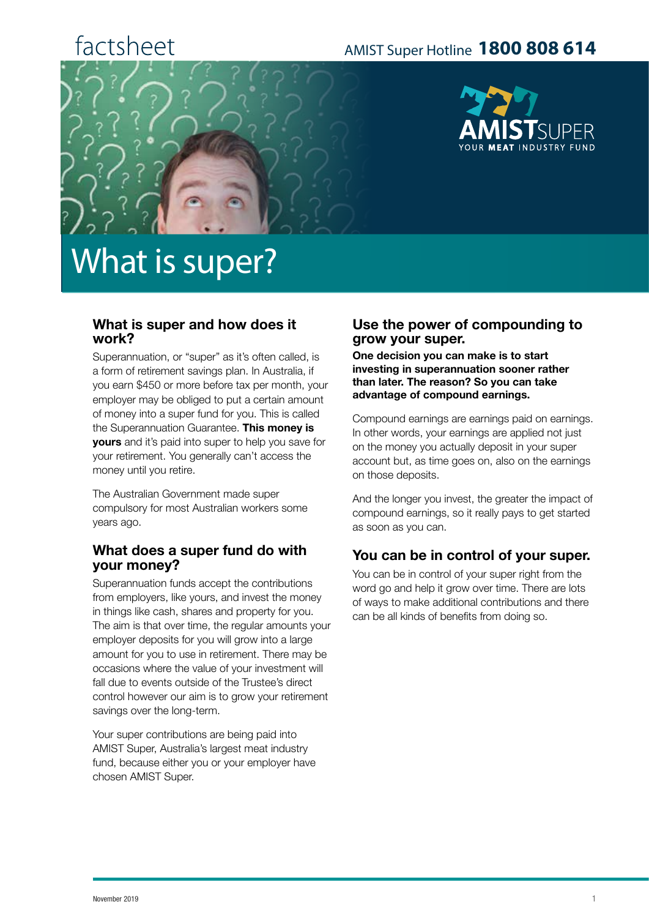factsheet

AMIST Super Hotline **1800 808 614**

AMIST SUPER
YOUR MEAT INDUSTRY FUND

# What is super?

## What is super and how does it work?

Superannuation, or "super" as it's often called, is a form of retirement savings plan. In Australia, if you earn $450 or more before tax per month, your employer may be obliged to put a certain amount of money into a super fund for you. This is called the Superannuation Guarantee. **This money is yours** and it's paid into super to help you save for your retirement. You generally can't access the money until you retire.

The Australian Government made super compulsory for most Australian workers some years ago.

## What does a super fund do with your money?

Superannuation funds accept the contributions from employers, like yours, and invest the money in things like cash, shares and property for you. The aim is that over time, the regular amounts your employer deposits for you will grow into a large amount for you to use in retirement. There may be occasions where the value of your investment will fall due to events outside of the Trustee's direct control however our aim is to grow your retirement savings over the long-term.

Your super contributions are being paid into AMIST Super, Australia's largest meat industry fund, because either you or your employer have chosen AMIST Super.

## Use the power of compounding to grow your super.

**One decision you can make is to start investing in superannuation sooner rather than later. The reason? So you can take advantage of compound earnings.**

Compound earnings are earnings paid on earnings. In other words, your earnings are applied not just on the money you actually deposit in your super account but, as time goes on, also on the earnings on those deposits.

And the longer you invest, the greater the impact of compound earnings, so it really pays to get started as soon as you can.

## You can be in control of your super.

You can be in control of your super right from the word go and help it grow over time. There are lots of ways to make additional contributions and there can be all kinds of benefits from doing so.

November 2019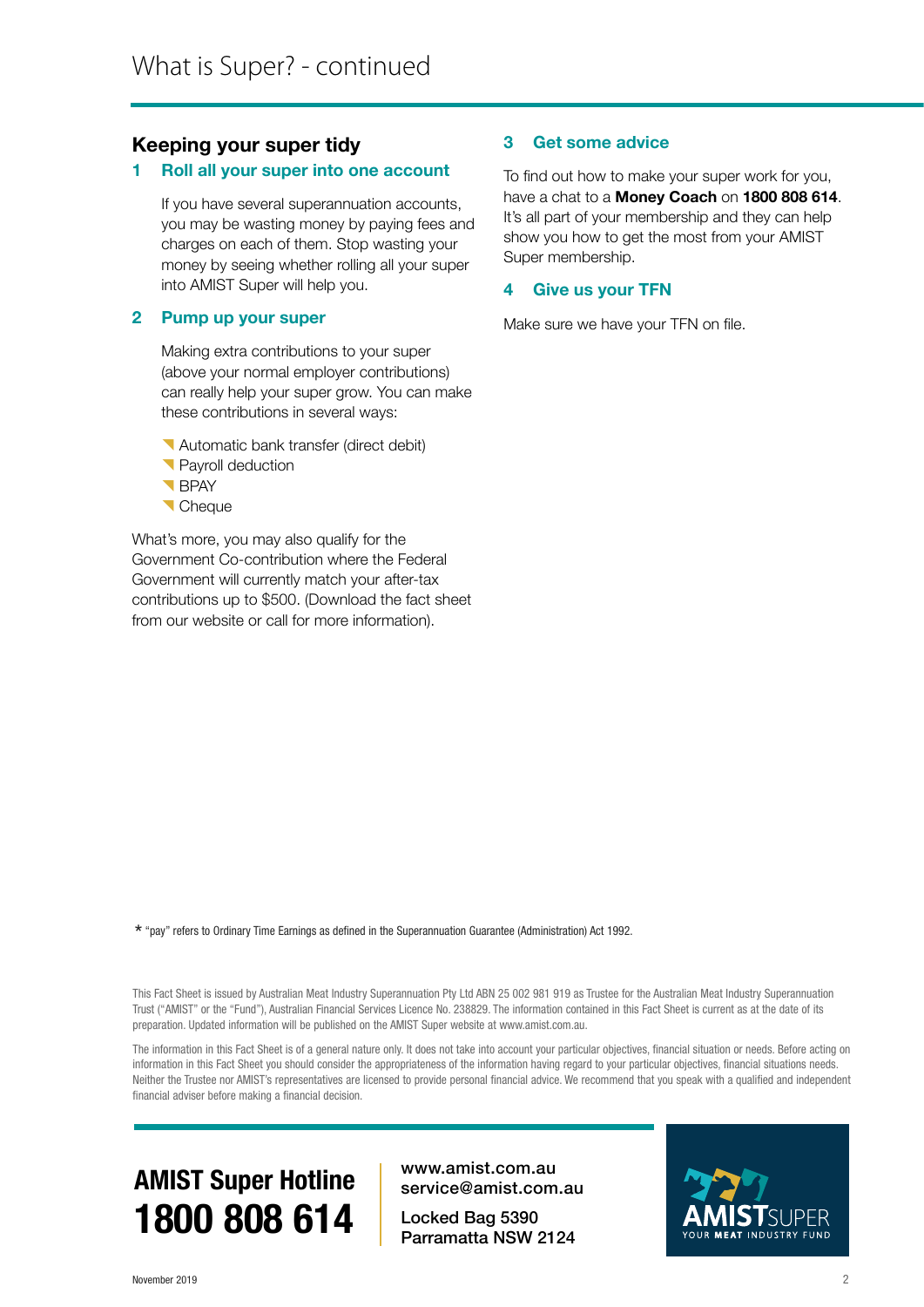# What is Super? - continued

## Keeping your super tidy

### 1 Roll all your super into one account

If you have several superannuation accounts, you may be wasting money by paying fees and charges on each of them. Stop wasting your money by seeing whether rolling all your super into AMIST Super will help you.

### 2 Pump up your super

Making extra contributions to your super (above your normal employer contributions) can really help your super grow. You can make these contributions in several ways:

- Automatic bank transfer (direct debit)
- Payroll deduction
- BPAY
- Cheque

What's more, you may also qualify for the Government Co-contribution where the Federal Government will currently match your after-tax contributions up to $500. (Download the fact sheet from our website or call for more information).

### 3 Get some advice

To find out how to make your super work for you, have a chat to a **Money Coach** on **1800 808 614**. It's all part of your membership and they can help show you how to get the most from your AMIST Super membership.

### 4 Give us your TFN

Make sure we have your TFN on file.

* "pay" refers to Ordinary Time Earnings as defined in the Superannuation Guarantee (Administration) Act 1992.

This Fact Sheet is issued by Australian Meat Industry Superannuation Pty Ltd ABN 25 002 981 919 as Trustee for the Australian Meat Industry Superannuation Trust ("AMIST" or the "Fund"), Australian Financial Services Licence No. 238829. The information contained in this Fact Sheet is current as at the date of its preparation. Updated information will be published on the AMIST Super website at www.amist.com.au.

The information in this Fact Sheet is of a general nature only. It does not take into account your particular objectives, financial situation or needs. Before acting on information in this Fact Sheet you should consider the appropriateness of the information having regard to your particular objectives, financial situations needs. Neither the Trustee nor AMIST's representatives are licensed to provide personal financial advice. We recommend that you speak with a qualified and independent financial adviser before making a financial decision.

**AMIST Super Hotline**
**1800 808 614**

**www.amist.com.au**
**service@amist.com.au**

**Locked Bag 5390**
**Parramatta NSW 2124**

AMIST SUPER
YOUR MEAT INDUSTRY FUND

November 2019